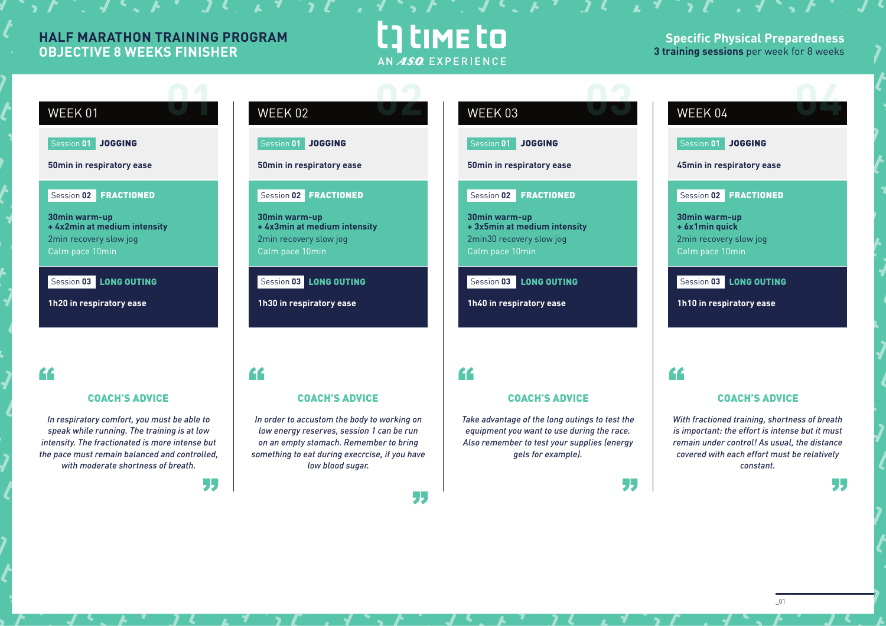# HALF MARATHON TRAINING PROGRAM
## OBJECTIVE 8 WEEKS FINISHER

**TIME TO** — AN A.S.O. EXPERIENCE

**Specific Physical Preparedness**
**3 training sessions** per week for 8 weeks

## WEEK 01

**Session 01 JOGGING**

**50min in respiratory ease**

**Session 02 FRACTIONED**

**30min warm-up**
**+ 4x2min at medium intensity**
2min recovery slow jog
Calm pace 10min

**Session 03 LONG OUTING**

**1h20 in respiratory ease**

### COACH'S ADVICE

*In respiratory comfort, you must be able to speak while running. The training is at low intensity. The fractionated is more intense but the pace must remain balanced and controlled, with moderate shortness of breath.*

## WEEK 02

**Session 01 JOGGING**

**50min in respiratory ease**

**Session 02 FRACTIONED**

**30min warm-up**
**+ 4x3min at medium intensity**
2min recovery slow jog
Calm pace 10min

**Session 03 LONG OUTING**

**1h30 in respiratory ease**

### COACH'S ADVICE

*In order to accustom the body to working on low energy reserves, session 1 can be run on an empty stomach. Remember to bring something to eat during execrcise, if you have low blood sugar.*

## WEEK 03

**Session 01 JOGGING**

**50min in respiratory ease**

**Session 02 FRACTIONED**

**30min warm-up**
**+ 3x5min at medium intensity**
2min30 recovery slow jog
Calm pace 10min

**Session 03 LONG OUTING**

**1h40 in respiratory ease**

### COACH'S ADVICE

*Take advantage of the long outings to test the equipment you want to use during the race. Also remember to test your supplies (energy gels for example).*

## WEEK 04

**Session 01 JOGGING**

**45min in respiratory ease**

**Session 02 FRACTIONED**

**30min warm-up**
**+ 6x1min quick**
2min recovery slow jog
Calm pace 10min

**Session 03 LONG OUTING**

**1h10 in respiratory ease**

### COACH'S ADVICE

*With fractioned training, shortness of breath is important: the effort is intense but it must remain under control! As usual, the distance covered with each effort must be relatively constant.*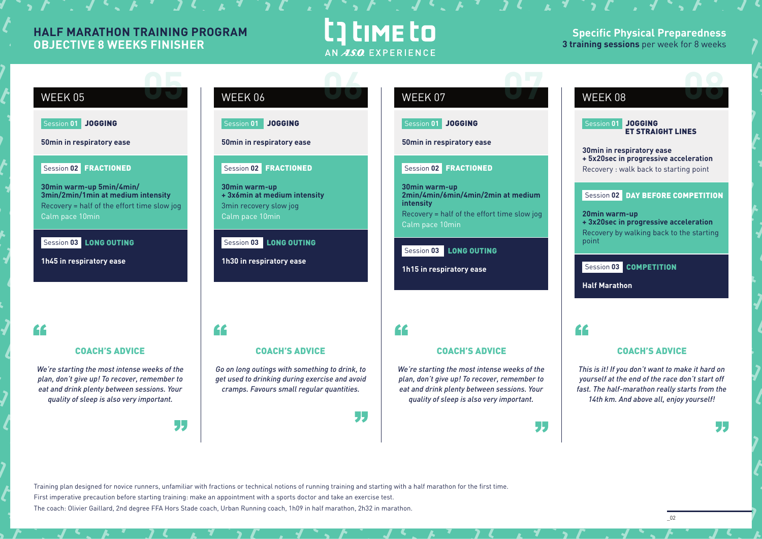# HALF MARATHON TRAINING PROGRAM
## OBJECTIVE 8 WEEKS FINISHER

TIME TO
AN A.S.O. EXPERIENCE

**Specific Physical Preparedness**
**3 training sessions** per week for 8 weeks

## WEEK 05

**Session 01 JOGGING**

**50min in respiratory ease**

**Session 02 FRACTIONED**

**30min warm-up 5min/4min/3min/2min/1min at medium intensity**
Recovery = half of the effort time slow jog
Calm pace 10min

**Session 03 LONG OUTING**

**1h45 in respiratory ease**

### COACH'S ADVICE

*We're starting the most intense weeks of the plan, don't give up! To recover, remember to eat and drink plenty between sessions. Your quality of sleep is also very important.*

## WEEK 06

**Session 01 JOGGING**

**50min in respiratory ease**

**Session 02 FRACTIONED**

**30min warm-up**
**+ 3x6min at medium intensity**
3min recovery slow jog
Calm pace 10min

**Session 03 LONG OUTING**

**1h30 in respiratory ease**

### COACH'S ADVICE

*Go on long outings with something to drink, to get used to drinking during exercise and avoid cramps. Favours small regular quantities.*

## WEEK 07

**Session 01 JOGGING**

**50min in respiratory ease**

**Session 02 FRACTIONED**

**30min warm-up**
**2min/4min/6min/4min/2min at medium intensity**
Recovery = half of the effort time slow jog
Calm pace 10min

**Session 03 LONG OUTING**

**1h15 in respiratory ease**

### COACH'S ADVICE

*We're starting the most intense weeks of the plan, don't give up! To recover, remember to eat and drink plenty between sessions. Your quality of sleep is also very important.*

## WEEK 08

**Session 01 JOGGING ET STRAIGHT LINES**

**30min in respiratory ease**
**+ 5x20sec in progressive acceleration**
Recovery : walk back to starting point

**Session 02 DAY BEFORE COMPETITION**

**20min warm-up**
**+ 3x20sec in progressive acceleration**
Recovery by walking back to the starting point

**Session 03 COMPETITION**

**Half Marathon**

### COACH'S ADVICE

*This is it! If you don't want to make it hard on yourself at the end of the race don't start off fast. The half-marathon really starts from the 14th km. And above all, enjoy yourself!*

Training plan designed for novice runners, unfamiliar with fractions or technical notions of running training and starting with a half marathon for the first time.
First imperative precaution before starting training: make an appointment with a sports doctor and take an exercise test.
The coach: Olivier Gaillard, 2nd degree FFA Hors Stade coach, Urban Running coach, 1h09 in half marathon, 2h32 in marathon.